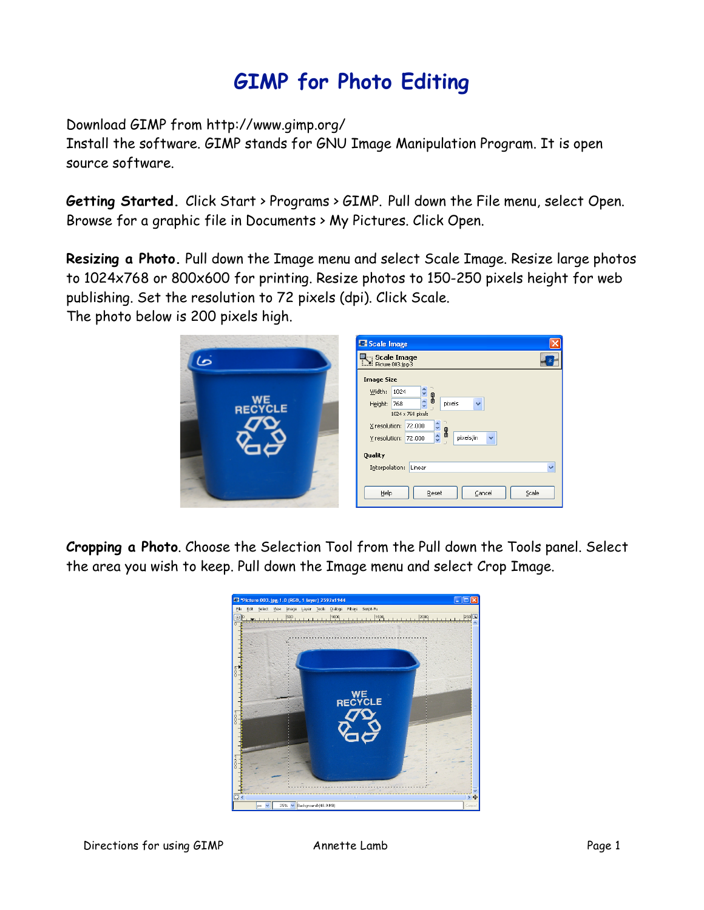# GIMP for Photo Editing

Download GIMP from http://www.gimp.org/
Install the software. GIMP stands for GNU Image Manipulation Program. It is open source software.

**Getting Started.** Click Start > Programs > GIMP. Pull down the File menu, select Open. Browse for a graphic file in Documents > My Pictures. Click Open.

**Resizing a Photo.** Pull down the Image menu and select Scale Image. Resize large photos to 1024x768 or 800x600 for printing. Resize photos to 150-250 pixels height for web publishing. Set the resolution to 72 pixels (dpi). Click Scale.
The photo below is 200 pixels high.

**Cropping a Photo**. Choose the Selection Tool from the Pull down the Tools panel. Select the area you wish to keep. Pull down the Image menu and select Crop Image.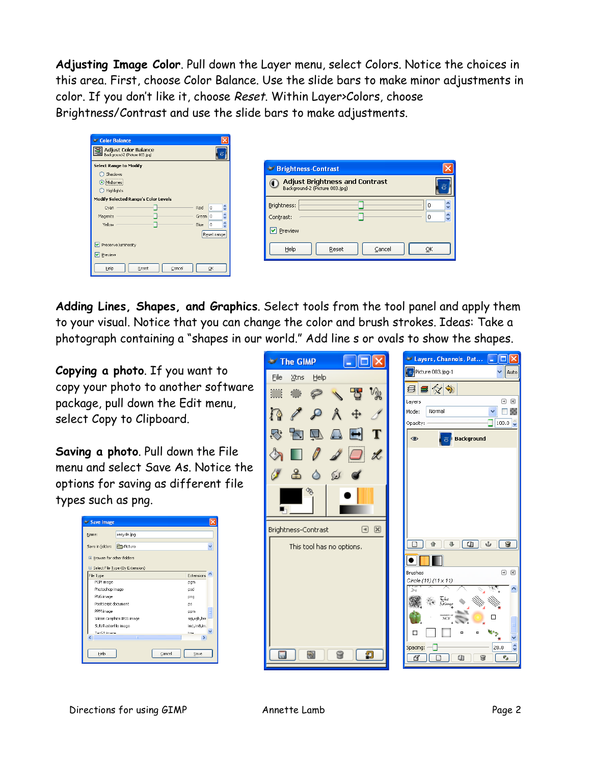**Adjusting Image Color**. Pull down the Layer menu, select Colors. Notice the choices in this area. First, choose Color Balance. Use the slide bars to make minor adjustments in color. If you don't like it, choose *Reset*. Within Layer>Colors, choose Brightness/Contrast and use the slide bars to make adjustments.

**Adding Lines, Shapes, and Graphics**. Select tools from the tool panel and apply them to your visual. Notice that you can change the color and brush strokes. Ideas: Take a photograph containing a "shapes in our world." Add line s or ovals to show the shapes.

**Copying a photo**. If you want to copy your photo to another software package, pull down the Edit menu, select Copy to Clipboard.

**Saving a photo**. Pull down the File menu and select Save As. Notice the options for saving as different file types such as png.